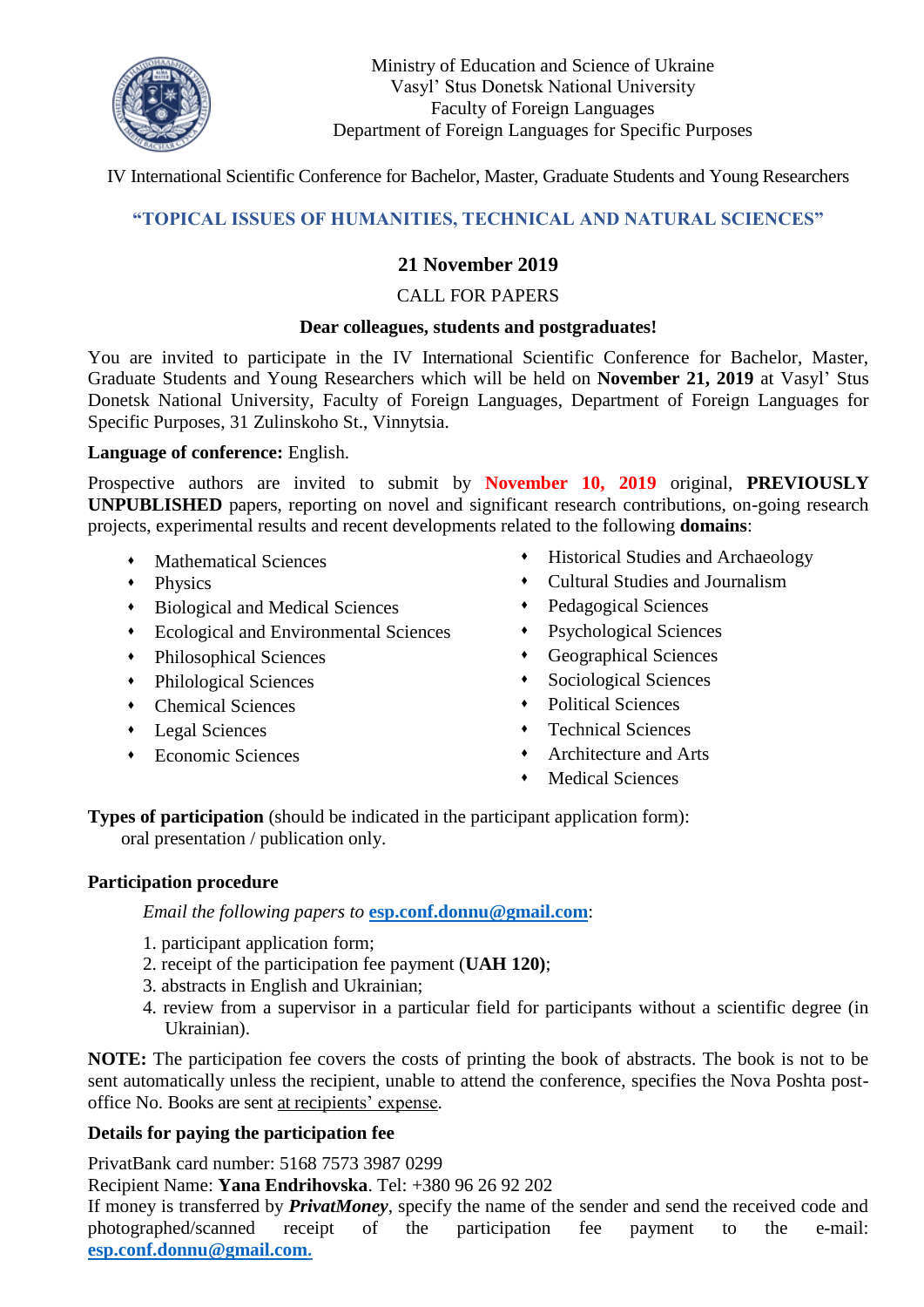Ministry of Education and Science of Ukraine
Vasyl' Stus Donetsk National University
Faculty of Foreign Languages
Department of Foreign Languages for Specific Purposes

IV International Scientific Conference for Bachelor, Master, Graduate Students and Young Researchers

## "TOPICAL ISSUES OF HUMANITIES, TECHNICAL AND NATURAL SCIENCES"

**21 November 2019**

CALL FOR PAPERS

**Dear colleagues, students and postgraduates!**

You are invited to participate in the IV International Scientific Conference for Bachelor, Master, Graduate Students and Young Researchers which will be held on **November 21, 2019** at Vasyl' Stus Donetsk National University, Faculty of Foreign Languages, Department of Foreign Languages for Specific Purposes, 31 Zulinskoho St., Vinnytsia.

**Language of conference:** English.

Prospective authors are invited to submit by **November 10, 2019** original, **PREVIOUSLY UNPUBLISHED** papers, reporting on novel and significant research contributions, on-going research projects, experimental results and recent developments related to the following **domains**:

- Mathematical Sciences
- Physics
- Biological and Medical Sciences
- Ecological and Environmental Sciences
- Philosophical Sciences
- Philological Sciences
- Chemical Sciences
- Legal Sciences
- Economic Sciences
- Historical Studies and Archaeology
- Cultural Studies and Journalism
- Pedagogical Sciences
- Psychological Sciences
- Geographical Sciences
- Sociological Sciences
- Political Sciences
- Technical Sciences
- Architecture and Arts
- Medical Sciences

**Types of participation** (should be indicated in the participant application form):
oral presentation / publication only.

**Participation procedure**

*Email the following papers to* esp.conf.donnu@gmail.com:

1. participant application form;
2. receipt of the participation fee payment (**UAH 120)**;
3. abstracts in English and Ukrainian;
4. review from a supervisor in a particular field for participants without a scientific degree (in Ukrainian).

**NOTE:** The participation fee covers the costs of printing the book of abstracts. The book is not to be sent automatically unless the recipient, unable to attend the conference, specifies the Nova Poshta post-office No. Books are sent at recipients' expense.

**Details for paying the participation fee**

PrivatBank card number: 5168 7573 3987 0299
Recipient Name: **Yana Endrihovska**. Tel: +380 96 26 92 202
If money is transferred by ***PrivatMoney***, specify the name of the sender and send the received code and photographed/scanned receipt of the participation fee payment to the e-mail: **esp.conf.donnu@gmail.com.**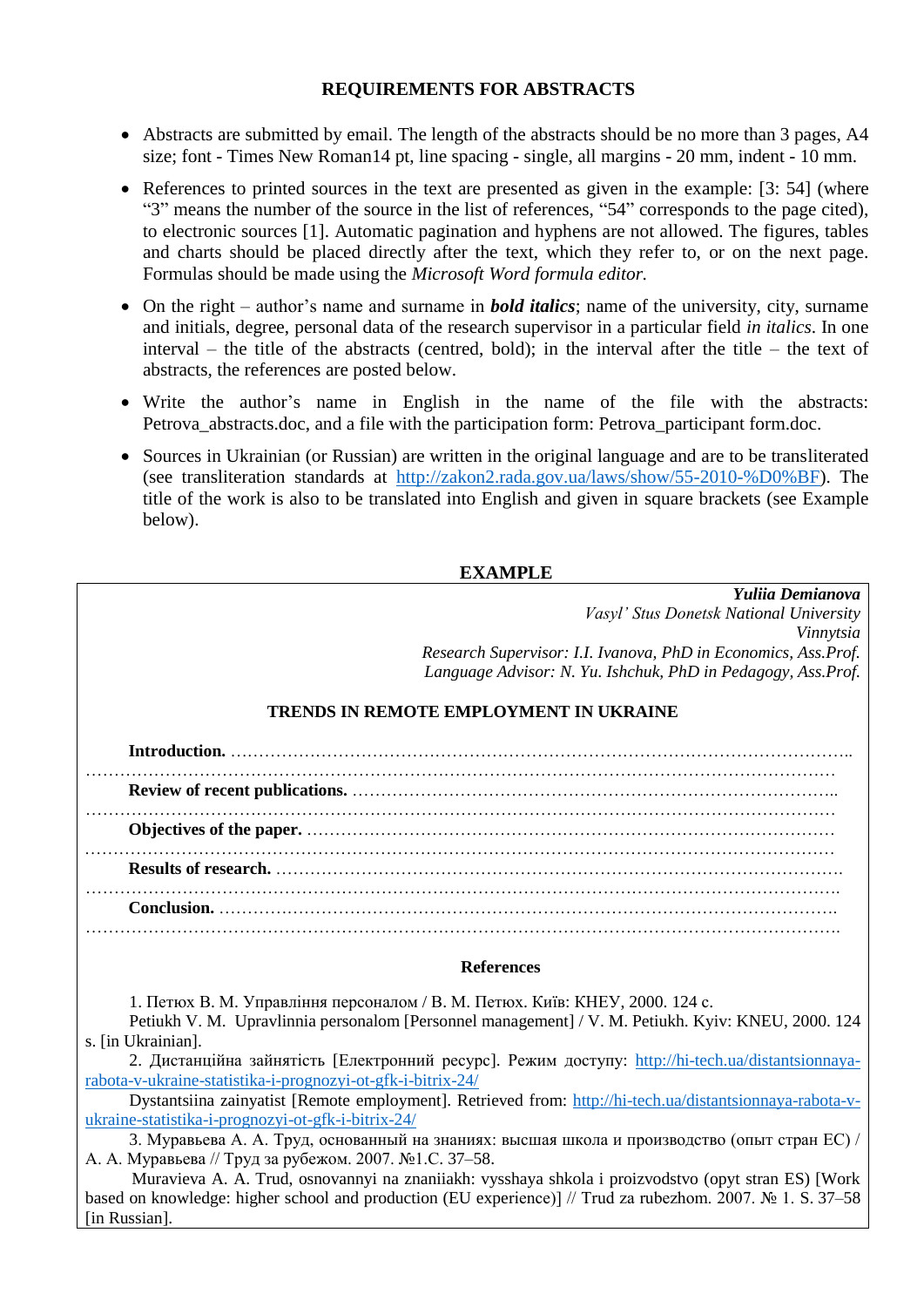## REQUIREMENTS FOR ABSTRACTS

- Abstracts are submitted by email. The length of the abstracts should be no more than 3 pages, A4 size; font - Times New Roman14 pt, line spacing - single, all margins - 20 mm, indent - 10 mm.
- References to printed sources in the text are presented as given in the example: [3: 54] (where "3" means the number of the source in the list of references, "54" corresponds to the page cited), to electronic sources [1]. Automatic pagination and hyphens are not allowed. The figures, tables and charts should be placed directly after the text, which they refer to, or on the next page. Formulas should be made using the *Microsoft Word formula editor.*
- On the right – author's name and surname in ***bold italics***; name of the university, city, surname and initials, degree, personal data of the research supervisor in a particular field *in italics*. In one interval – the title of the abstracts (centred, bold); in the interval after the title – the text of abstracts, the references are posted below.
- Write the author's name in English in the name of the file with the abstracts: Petrova_abstracts.doc, and a file with the participation form: Petrova_participant form.doc.
- Sources in Ukrainian (or Russian) are written in the original language and are to be transliterated (see transliteration standards at http://zakon2.rada.gov.ua/laws/show/55-2010-%D0%BF). The title of the work is also to be translated into English and given in square brackets (see Example below).

## EXAMPLE

***Yuliia Demianova***
*Vasyl' Stus Donetsk National University*
*Vinnytsia*
*Research Supervisor: I.I. Ivanova, PhD in Economics, Ass.Prof.*
*Language Advisor: N. Yu. Ishchuk, PhD in Pedagogy, Ass.Prof.*

**TRENDS IN REMOTE EMPLOYMENT IN UKRAINE**

**Introduction.** ……………………………………………………………………………………………..
……………………………………………………………………………………………………………

**Review of recent publications.** ………………………………………………………………………..
……………………………………………………………………………………………………………

**Objectives of the paper.** ………………………………………………………………………………
……………………………………………………………………………………………………………

**Results of research.** …………………………………………………………………………………….
…………………………………………………………………………………………………………….

**Conclusion.** …………………………………………………………………………………………….
…………………………………………………………………………………………………………….

**References**

1. Петюх В. М. Управління персоналом / В. М. Петюх. Київ: КНЕУ, 2000. 124 с.
Petiukh V. M. Upravlinnia personalom [Personnel management] / V. M. Petiukh. Kyiv: KNEU, 2000. 124 s. [in Ukrainian].

2. Дистанційна зайнятість [Електронний ресурс]. Режим доступу: http://hi-tech.ua/distantsionnaya-rabota-v-ukraine-statistika-i-prognozyi-ot-gfk-i-bitrix-24/
Dystantsiina zainyatist [Remote employment]. Retrieved from: http://hi-tech.ua/distantsionnaya-rabota-v-ukraine-statistika-i-prognozyi-ot-gfk-i-bitrix-24/

3. Муравьева А. А. Труд, основанный на знаниях: высшая школа и производство (опыт стран ЕС) / А. А. Муравьева // Труд за рубежом. 2007. №1.С. 37–58.
Muravieva A. A. Trud, osnovannyi na znaniiakh: vysshaya shkola i proizvodstvo (opyt stran ES) [Work based on knowledge: higher school and production (EU experience)] // Trud za rubezhom. 2007. № 1. S. 37–58 [in Russian].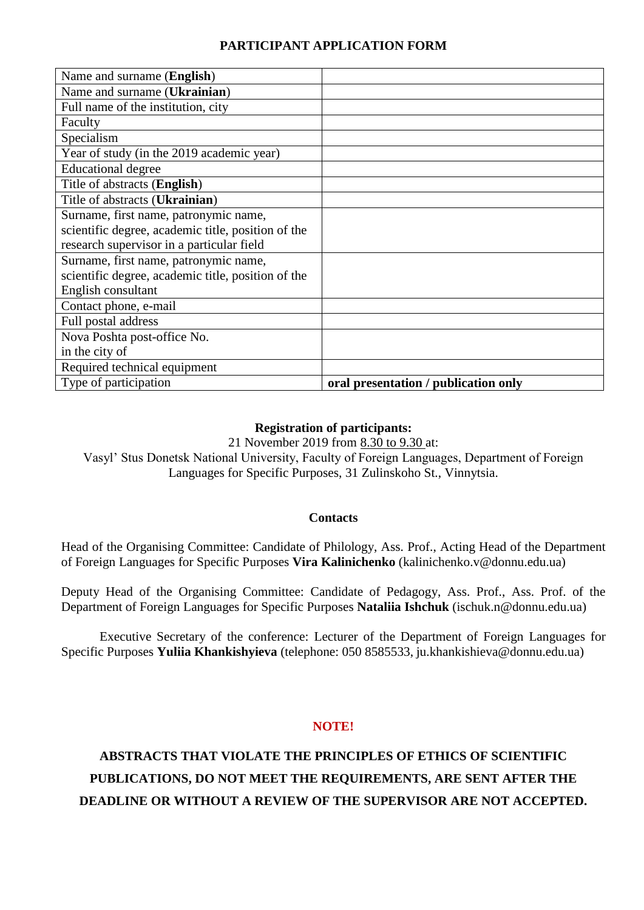## PARTICIPANT APPLICATION FORM

| | |
|---|---|
| Name and surname (**English**) | |
| Name and surname (**Ukrainian**) | |
| Full name of the institution, city | |
| Faculty | |
| Specialism | |
| Year of study (in the 2019 academic year) | |
| Educational degree | |
| Title of abstracts (**English**) | |
| Title of abstracts (**Ukrainian**) | |
| Surname, first name, patronymic name, scientific degree, academic title, position of the research supervisor in a particular field | |
| Surname, first name, patronymic name, scientific degree, academic title, position of the English consultant | |
| Contact phone, e-mail | |
| Full postal address | |
| Nova Poshta post-office No. in the city of | |
| Required technical equipment | |
| Type of participation | **oral presentation / publication only** |

**Registration of participants:**

21 November 2019 from 8.30 to 9.30 at:
Vasyl' Stus Donetsk National University, Faculty of Foreign Languages, Department of Foreign Languages for Specific Purposes, 31 Zulinskoho St., Vinnytsia.

**Contacts**

Head of the Organising Committee: Candidate of Philology, Ass. Prof., Acting Head of the Department of Foreign Languages for Specific Purposes **Vira Kalinichenko** (kalinichenko.v@donnu.edu.ua)

Deputy Head of the Organising Committee: Candidate of Pedagogy, Ass. Prof., Ass. Prof. of the Department of Foreign Languages for Specific Purposes **Nataliia Ishchuk** (ischuk.n@donnu.edu.ua)

Executive Secretary of the conference: Lecturer of the Department of Foreign Languages for Specific Purposes **Yuliia Khankishyieva** (telephone: 050 8585533, ju.khankishieva@donnu.edu.ua)

**NOTE!**

**ABSTRACTS THAT VIOLATE THE PRINCIPLES OF ETHICS OF SCIENTIFIC PUBLICATIONS, DO NOT MEET THE REQUIREMENTS, ARE SENT AFTER THE DEADLINE OR WITHOUT A REVIEW OF THE SUPERVISOR ARE NOT ACCEPTED.**